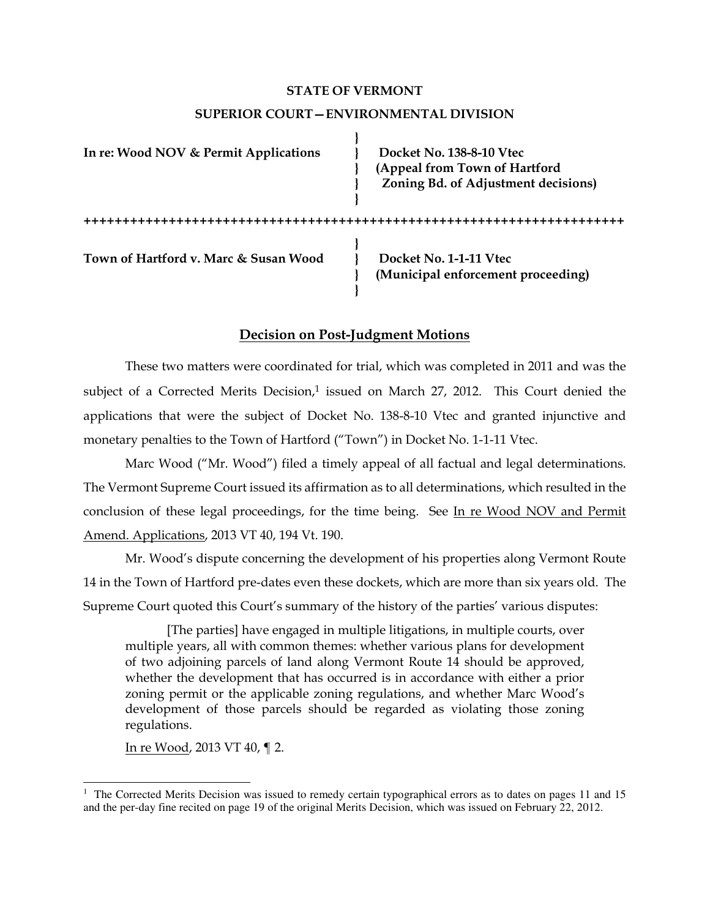**STATE OF VERMONT**

**SUPERIOR COURT—ENVIRONMENTAL DIVISION**

| | |
|---|---|
| **In re: Wood NOV & Permit Applications** | **Docket No. 138-8-10 Vtec (Appeal from Town of Hartford Zoning Bd. of Adjustment decisions)** |

++++++++++++++++++++++++++++++++++++++++++++++++++++++++++++++++++++++

| | |
|---|---|
| **Town of Hartford v. Marc & Susan Wood** | **Docket No. 1-1-11 Vtec (Municipal enforcement proceeding)** |

**Decision on Post-Judgment Motions**

These two matters were coordinated for trial, which was completed in 2011 and was the subject of a Corrected Merits Decision,[1] issued on March 27, 2012. This Court denied the applications that were the subject of Docket No. 138-8-10 Vtec and granted injunctive and monetary penalties to the Town of Hartford ("Town") in Docket No. 1-1-11 Vtec.

Marc Wood ("Mr. Wood") filed a timely appeal of all factual and legal determinations. The Vermont Supreme Court issued its affirmation as to all determinations, which resulted in the conclusion of these legal proceedings, for the time being. See In re Wood NOV and Permit Amend. Applications, 2013 VT 40, 194 Vt. 190.

Mr. Wood's dispute concerning the development of his properties along Vermont Route 14 in the Town of Hartford pre-dates even these dockets, which are more than six years old. The Supreme Court quoted this Court's summary of the history of the parties' various disputes:

> [The parties] have engaged in multiple litigations, in multiple courts, over multiple years, all with common themes: whether various plans for development of two adjoining parcels of land along Vermont Route 14 should be approved, whether the development that has occurred is in accordance with either a prior zoning permit or the applicable zoning regulations, and whether Marc Wood's development of those parcels should be regarded as violating those zoning regulations.

In re Wood, 2013 VT 40, ¶ 2.

---

[1] The Corrected Merits Decision was issued to remedy certain typographical errors as to dates on pages 11 and 15 and the per-day fine recited on page 19 of the original Merits Decision, which was issued on February 22, 2012.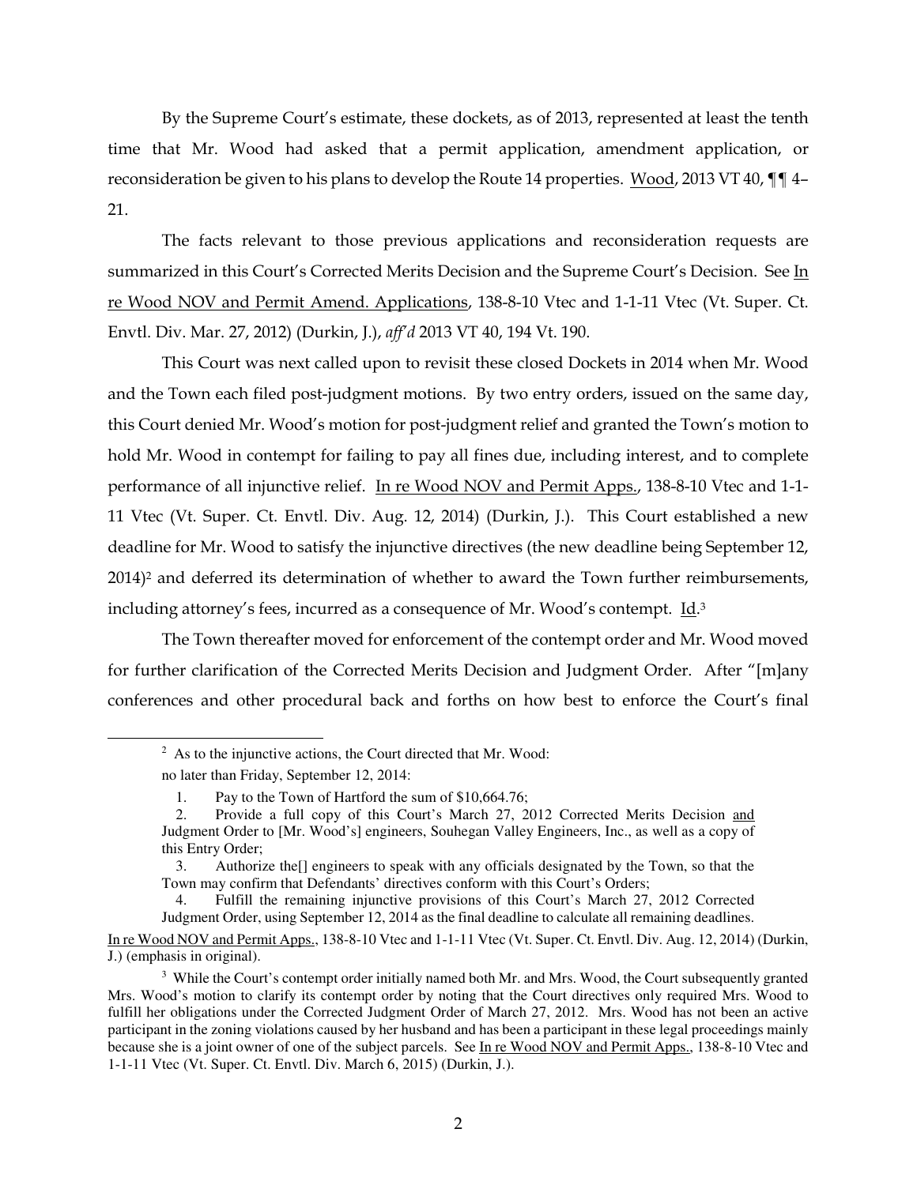By the Supreme Court's estimate, these dockets, as of 2013, represented at least the tenth time that Mr. Wood had asked that a permit application, amendment application, or reconsideration be given to his plans to develop the Route 14 properties. Wood, 2013 VT 40, ¶¶ 4–21.

The facts relevant to those previous applications and reconsideration requests are summarized in this Court's Corrected Merits Decision and the Supreme Court's Decision. See In re Wood NOV and Permit Amend. Applications, 138-8-10 Vtec and 1-1-11 Vtec (Vt. Super. Ct. Envtl. Div. Mar. 27, 2012) (Durkin, J.), *aff'd* 2013 VT 40, 194 Vt. 190.

This Court was next called upon to revisit these closed Dockets in 2014 when Mr. Wood and the Town each filed post-judgment motions. By two entry orders, issued on the same day, this Court denied Mr. Wood's motion for post-judgment relief and granted the Town's motion to hold Mr. Wood in contempt for failing to pay all fines due, including interest, and to complete performance of all injunctive relief. In re Wood NOV and Permit Apps., 138-8-10 Vtec and 1-1-11 Vtec (Vt. Super. Ct. Envtl. Div. Aug. 12, 2014) (Durkin, J.). This Court established a new deadline for Mr. Wood to satisfy the injunctive directives (the new deadline being September 12, 2014)[2] and deferred its determination of whether to award the Town further reimbursements, including attorney's fees, incurred as a consequence of Mr. Wood's contempt. Id.[3]

The Town thereafter moved for enforcement of the contempt order and Mr. Wood moved for further clarification of the Corrected Merits Decision and Judgment Order. After "[m]any conferences and other procedural back and forths on how best to enforce the Court's final

---

[2] As to the injunctive actions, the Court directed that Mr. Wood:

no later than Friday, September 12, 2014:

1. Pay to the Town of Hartford the sum of $10,664.76;
2. Provide a full copy of this Court's March 27, 2012 Corrected Merits Decision and Judgment Order to [Mr. Wood's] engineers, Souhegan Valley Engineers, Inc., as well as a copy of this Entry Order;
3. Authorize the[] engineers to speak with any officials designated by the Town, so that the Town may confirm that Defendants' directives conform with this Court's Orders;
4. Fulfill the remaining injunctive provisions of this Court's March 27, 2012 Corrected Judgment Order, using September 12, 2014 as the final deadline to calculate all remaining deadlines.

In re Wood NOV and Permit Apps., 138-8-10 Vtec and 1-1-11 Vtec (Vt. Super. Ct. Envtl. Div. Aug. 12, 2014) (Durkin, J.) (emphasis in original).

[3] While the Court's contempt order initially named both Mr. and Mrs. Wood, the Court subsequently granted Mrs. Wood's motion to clarify its contempt order by noting that the Court directives only required Mrs. Wood to fulfill her obligations under the Corrected Judgment Order of March 27, 2012. Mrs. Wood has not been an active participant in the zoning violations caused by her husband and has been a participant in these legal proceedings mainly because she is a joint owner of one of the subject parcels. See In re Wood NOV and Permit Apps., 138-8-10 Vtec and 1-1-11 Vtec (Vt. Super. Ct. Envtl. Div. March 6, 2015) (Durkin, J.).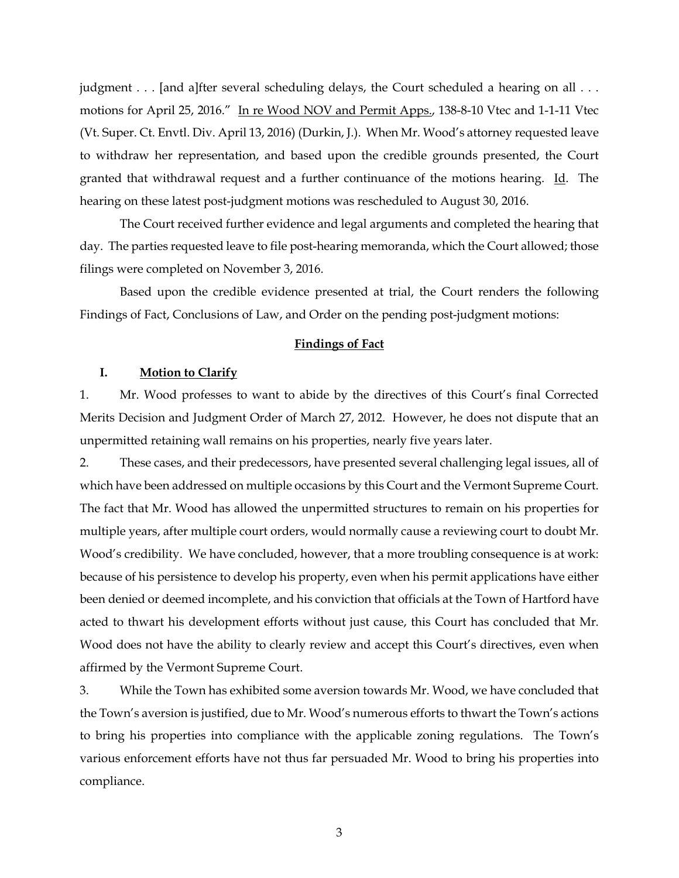judgment . . . [and a]fter several scheduling delays, the Court scheduled a hearing on all . . . motions for April 25, 2016." In re Wood NOV and Permit Apps., 138-8-10 Vtec and 1-1-11 Vtec (Vt. Super. Ct. Envtl. Div. April 13, 2016) (Durkin, J.). When Mr. Wood's attorney requested leave to withdraw her representation, and based upon the credible grounds presented, the Court granted that withdrawal request and a further continuance of the motions hearing. Id. The hearing on these latest post-judgment motions was rescheduled to August 30, 2016.

The Court received further evidence and legal arguments and completed the hearing that day. The parties requested leave to file post-hearing memoranda, which the Court allowed; those filings were completed on November 3, 2016.

Based upon the credible evidence presented at trial, the Court renders the following Findings of Fact, Conclusions of Law, and Order on the pending post-judgment motions:

## **Findings of Fact**

### I. **Motion to Clarify**

1. Mr. Wood professes to want to abide by the directives of this Court's final Corrected Merits Decision and Judgment Order of March 27, 2012. However, he does not dispute that an unpermitted retaining wall remains on his properties, nearly five years later.

2. These cases, and their predecessors, have presented several challenging legal issues, all of which have been addressed on multiple occasions by this Court and the Vermont Supreme Court. The fact that Mr. Wood has allowed the unpermitted structures to remain on his properties for multiple years, after multiple court orders, would normally cause a reviewing court to doubt Mr. Wood's credibility. We have concluded, however, that a more troubling consequence is at work: because of his persistence to develop his property, even when his permit applications have either been denied or deemed incomplete, and his conviction that officials at the Town of Hartford have acted to thwart his development efforts without just cause, this Court has concluded that Mr. Wood does not have the ability to clearly review and accept this Court's directives, even when affirmed by the Vermont Supreme Court.

3. While the Town has exhibited some aversion towards Mr. Wood, we have concluded that the Town's aversion is justified, due to Mr. Wood's numerous efforts to thwart the Town's actions to bring his properties into compliance with the applicable zoning regulations. The Town's various enforcement efforts have not thus far persuaded Mr. Wood to bring his properties into compliance.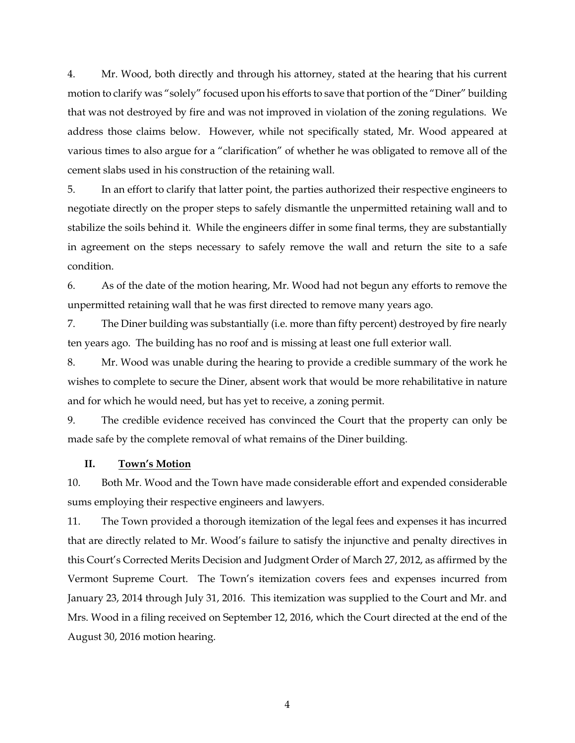4. Mr. Wood, both directly and through his attorney, stated at the hearing that his current motion to clarify was "solely" focused upon his efforts to save that portion of the "Diner" building that was not destroyed by fire and was not improved in violation of the zoning regulations. We address those claims below. However, while not specifically stated, Mr. Wood appeared at various times to also argue for a "clarification" of whether he was obligated to remove all of the cement slabs used in his construction of the retaining wall.

5. In an effort to clarify that latter point, the parties authorized their respective engineers to negotiate directly on the proper steps to safely dismantle the unpermitted retaining wall and to stabilize the soils behind it. While the engineers differ in some final terms, they are substantially in agreement on the steps necessary to safely remove the wall and return the site to a safe condition.

6. As of the date of the motion hearing, Mr. Wood had not begun any efforts to remove the unpermitted retaining wall that he was first directed to remove many years ago.

7. The Diner building was substantially (i.e. more than fifty percent) destroyed by fire nearly ten years ago. The building has no roof and is missing at least one full exterior wall.

8. Mr. Wood was unable during the hearing to provide a credible summary of the work he wishes to complete to secure the Diner, absent work that would be more rehabilitative in nature and for which he would need, but has yet to receive, a zoning permit.

9. The credible evidence received has convinced the Court that the property can only be made safe by the complete removal of what remains of the Diner building.

## II. <u>Town's Motion</u>

10. Both Mr. Wood and the Town have made considerable effort and expended considerable sums employing their respective engineers and lawyers.

11. The Town provided a thorough itemization of the legal fees and expenses it has incurred that are directly related to Mr. Wood's failure to satisfy the injunctive and penalty directives in this Court's Corrected Merits Decision and Judgment Order of March 27, 2012, as affirmed by the Vermont Supreme Court. The Town's itemization covers fees and expenses incurred from January 23, 2014 through July 31, 2016. This itemization was supplied to the Court and Mr. and Mrs. Wood in a filing received on September 12, 2016, which the Court directed at the end of the August 30, 2016 motion hearing.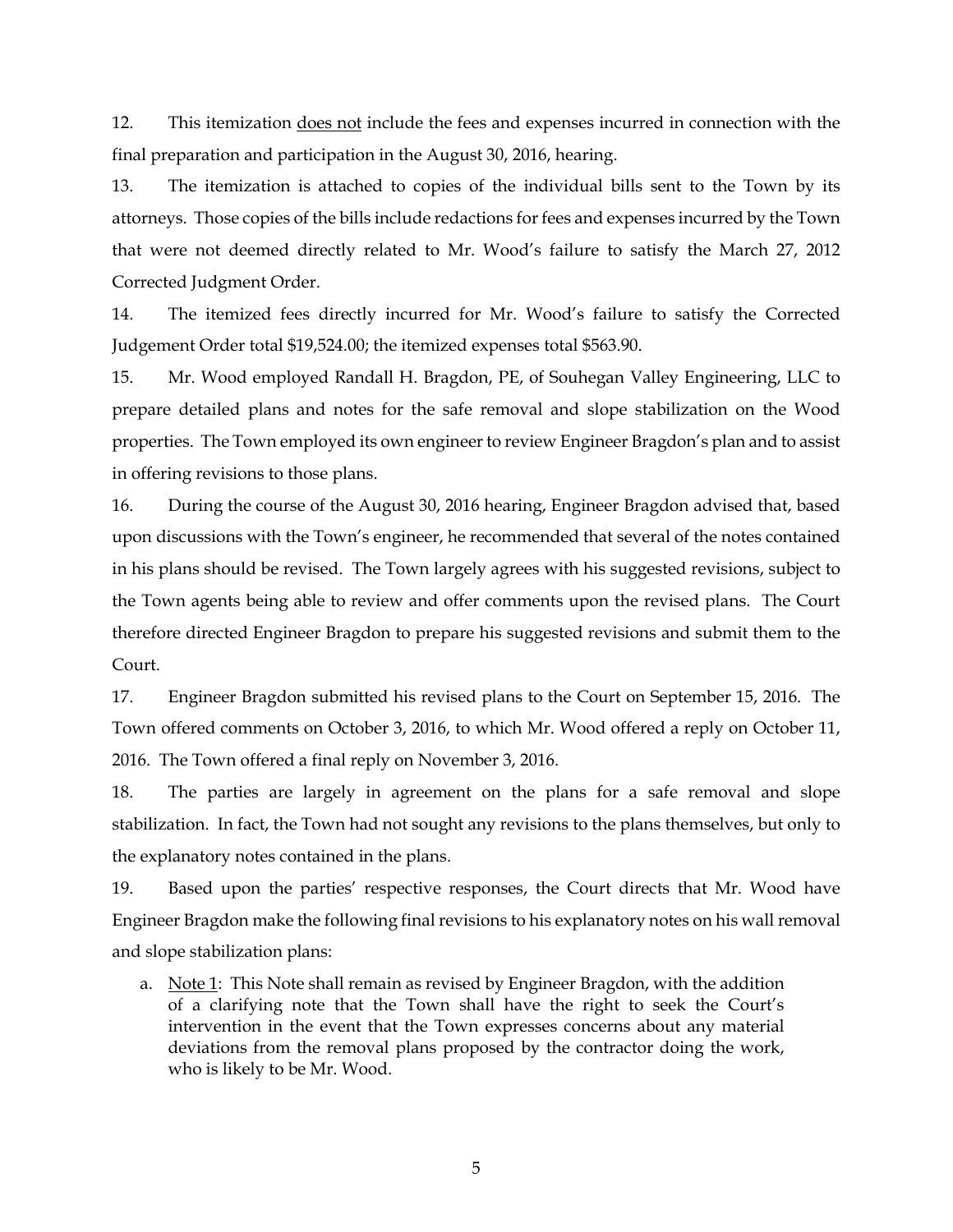12. This itemization <u>does not</u> include the fees and expenses incurred in connection with the final preparation and participation in the August 30, 2016, hearing.

13. The itemization is attached to copies of the individual bills sent to the Town by its attorneys. Those copies of the bills include redactions for fees and expenses incurred by the Town that were not deemed directly related to Mr. Wood's failure to satisfy the March 27, 2012 Corrected Judgment Order.

14. The itemized fees directly incurred for Mr. Wood's failure to satisfy the Corrected Judgement Order total $19,524.00; the itemized expenses total $563.90.

15. Mr. Wood employed Randall H. Bragdon, PE, of Souhegan Valley Engineering, LLC to prepare detailed plans and notes for the safe removal and slope stabilization on the Wood properties. The Town employed its own engineer to review Engineer Bragdon's plan and to assist in offering revisions to those plans.

16. During the course of the August 30, 2016 hearing, Engineer Bragdon advised that, based upon discussions with the Town's engineer, he recommended that several of the notes contained in his plans should be revised. The Town largely agrees with his suggested revisions, subject to the Town agents being able to review and offer comments upon the revised plans. The Court therefore directed Engineer Bragdon to prepare his suggested revisions and submit them to the Court.

17. Engineer Bragdon submitted his revised plans to the Court on September 15, 2016. The Town offered comments on October 3, 2016, to which Mr. Wood offered a reply on October 11, 2016. The Town offered a final reply on November 3, 2016.

18. The parties are largely in agreement on the plans for a safe removal and slope stabilization. In fact, the Town had not sought any revisions to the plans themselves, but only to the explanatory notes contained in the plans.

19. Based upon the parties' respective responses, the Court directs that Mr. Wood have Engineer Bragdon make the following final revisions to his explanatory notes on his wall removal and slope stabilization plans:

   a. <u>Note 1</u>: This Note shall remain as revised by Engineer Bragdon, with the addition of a clarifying note that the Town shall have the right to seek the Court's intervention in the event that the Town expresses concerns about any material deviations from the removal plans proposed by the contractor doing the work, who is likely to be Mr. Wood.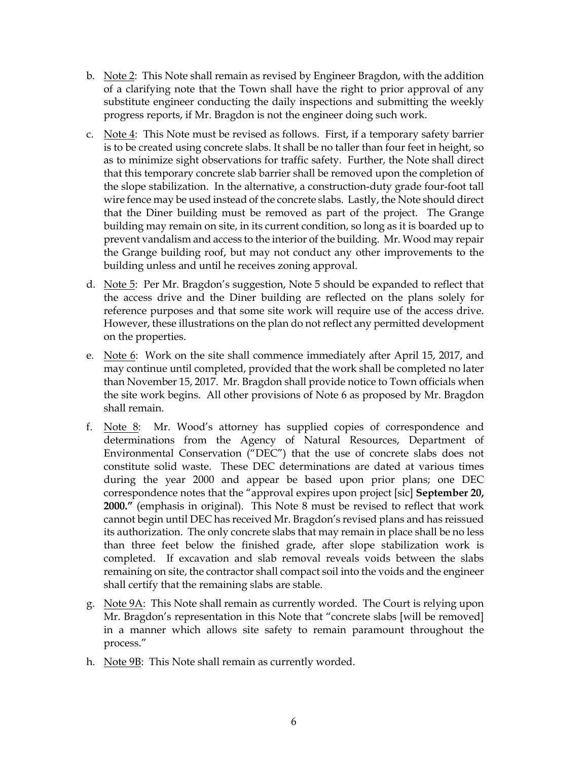b. Note 2: This Note shall remain as revised by Engineer Bragdon, with the addition of a clarifying note that the Town shall have the right to prior approval of any substitute engineer conducting the daily inspections and submitting the weekly progress reports, if Mr. Bragdon is not the engineer doing such work.

c. Note 4: This Note must be revised as follows. First, if a temporary safety barrier is to be created using concrete slabs. It shall be no taller than four feet in height, so as to minimize sight observations for traffic safety. Further, the Note shall direct that this temporary concrete slab barrier shall be removed upon the completion of the slope stabilization. In the alternative, a construction-duty grade four-foot tall wire fence may be used instead of the concrete slabs. Lastly, the Note should direct that the Diner building must be removed as part of the project. The Grange building may remain on site, in its current condition, so long as it is boarded up to prevent vandalism and access to the interior of the building. Mr. Wood may repair the Grange building roof, but may not conduct any other improvements to the building unless and until he receives zoning approval.

d. Note 5: Per Mr. Bragdon's suggestion, Note 5 should be expanded to reflect that the access drive and the Diner building are reflected on the plans solely for reference purposes and that some site work will require use of the access drive. However, these illustrations on the plan do not reflect any permitted development on the properties.

e. Note 6: Work on the site shall commence immediately after April 15, 2017, and may continue until completed, provided that the work shall be completed no later than November 15, 2017. Mr. Bragdon shall provide notice to Town officials when the site work begins. All other provisions of Note 6 as proposed by Mr. Bragdon shall remain.

f. Note 8: Mr. Wood's attorney has supplied copies of correspondence and determinations from the Agency of Natural Resources, Department of Environmental Conservation ("DEC") that the use of concrete slabs does not constitute solid waste. These DEC determinations are dated at various times during the year 2000 and appear be based upon prior plans; one DEC correspondence notes that the "approval expires upon project [sic] **September 20, 2000."** (emphasis in original). This Note 8 must be revised to reflect that work cannot begin until DEC has received Mr. Bragdon's revised plans and has reissued its authorization. The only concrete slabs that may remain in place shall be no less than three feet below the finished grade, after slope stabilization work is completed. If excavation and slab removal reveals voids between the slabs remaining on site, the contractor shall compact soil into the voids and the engineer shall certify that the remaining slabs are stable.

g. Note 9A: This Note shall remain as currently worded. The Court is relying upon Mr. Bragdon's representation in this Note that "concrete slabs [will be removed] in a manner which allows site safety to remain paramount throughout the process."

h. Note 9B: This Note shall remain as currently worded.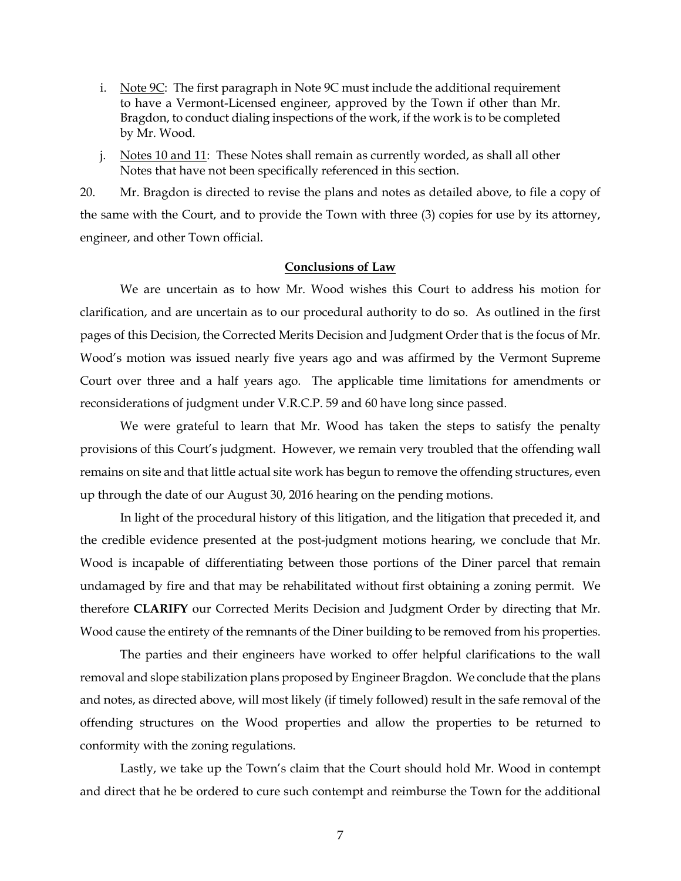i. Note 9C: The first paragraph in Note 9C must include the additional requirement to have a Vermont-Licensed engineer, approved by the Town if other than Mr. Bragdon, to conduct dialing inspections of the work, if the work is to be completed by Mr. Wood.

j. Notes 10 and 11: These Notes shall remain as currently worded, as shall all other Notes that have not been specifically referenced in this section.

20. Mr. Bragdon is directed to revise the plans and notes as detailed above, to file a copy of the same with the Court, and to provide the Town with three (3) copies for use by its attorney, engineer, and other Town official.

## Conclusions of Law

We are uncertain as to how Mr. Wood wishes this Court to address his motion for clarification, and are uncertain as to our procedural authority to do so. As outlined in the first pages of this Decision, the Corrected Merits Decision and Judgment Order that is the focus of Mr. Wood's motion was issued nearly five years ago and was affirmed by the Vermont Supreme Court over three and a half years ago. The applicable time limitations for amendments or reconsiderations of judgment under V.R.C.P. 59 and 60 have long since passed.

We were grateful to learn that Mr. Wood has taken the steps to satisfy the penalty provisions of this Court's judgment. However, we remain very troubled that the offending wall remains on site and that little actual site work has begun to remove the offending structures, even up through the date of our August 30, 2016 hearing on the pending motions.

In light of the procedural history of this litigation, and the litigation that preceded it, and the credible evidence presented at the post-judgment motions hearing, we conclude that Mr. Wood is incapable of differentiating between those portions of the Diner parcel that remain undamaged by fire and that may be rehabilitated without first obtaining a zoning permit. We therefore **CLARIFY** our Corrected Merits Decision and Judgment Order by directing that Mr. Wood cause the entirety of the remnants of the Diner building to be removed from his properties.

The parties and their engineers have worked to offer helpful clarifications to the wall removal and slope stabilization plans proposed by Engineer Bragdon. We conclude that the plans and notes, as directed above, will most likely (if timely followed) result in the safe removal of the offending structures on the Wood properties and allow the properties to be returned to conformity with the zoning regulations.

Lastly, we take up the Town's claim that the Court should hold Mr. Wood in contempt and direct that he be ordered to cure such contempt and reimburse the Town for the additional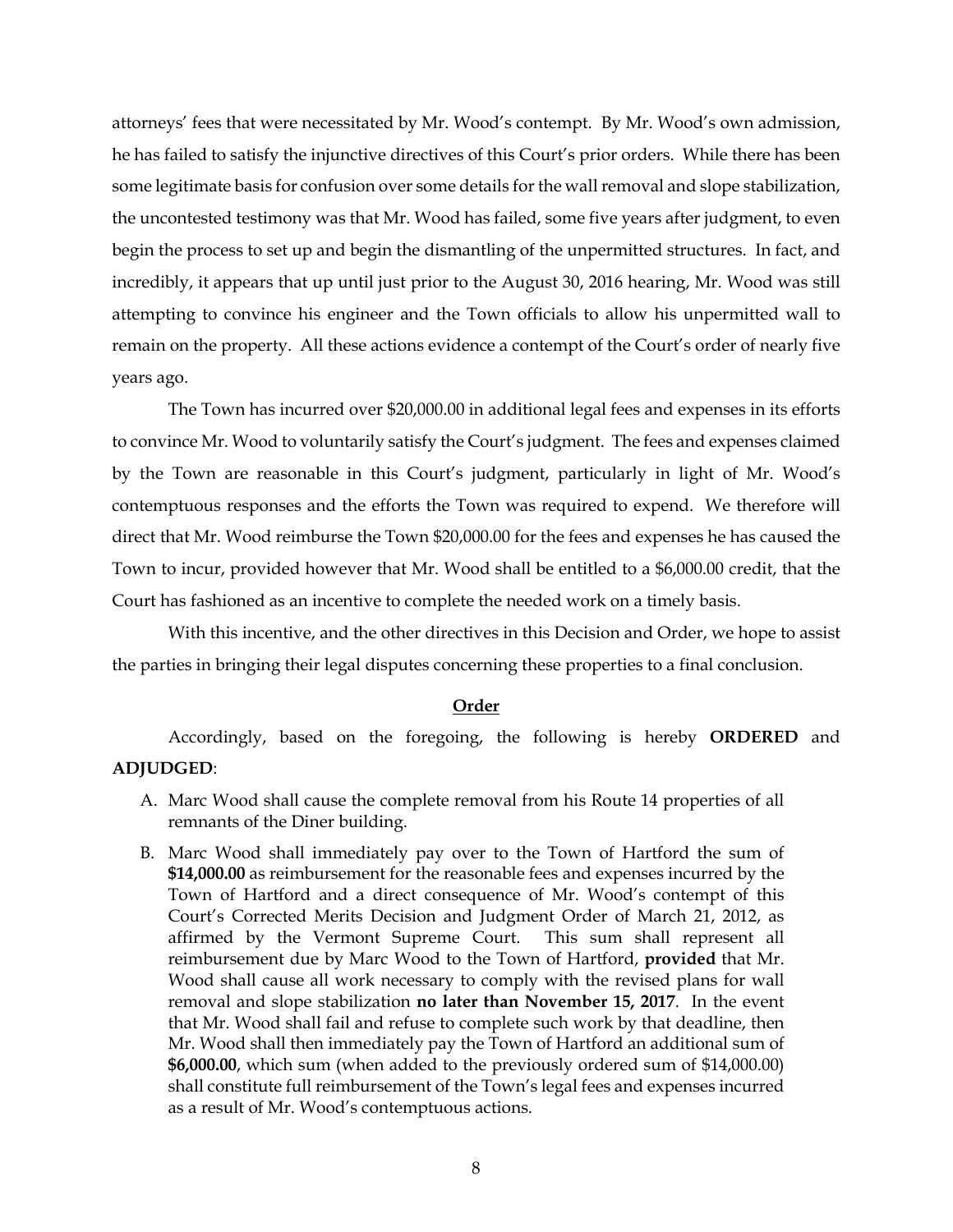attorneys' fees that were necessitated by Mr. Wood's contempt. By Mr. Wood's own admission, he has failed to satisfy the injunctive directives of this Court's prior orders. While there has been some legitimate basis for confusion over some details for the wall removal and slope stabilization, the uncontested testimony was that Mr. Wood has failed, some five years after judgment, to even begin the process to set up and begin the dismantling of the unpermitted structures. In fact, and incredibly, it appears that up until just prior to the August 30, 2016 hearing, Mr. Wood was still attempting to convince his engineer and the Town officials to allow his unpermitted wall to remain on the property. All these actions evidence a contempt of the Court's order of nearly five years ago.

The Town has incurred over $20,000.00 in additional legal fees and expenses in its efforts to convince Mr. Wood to voluntarily satisfy the Court's judgment. The fees and expenses claimed by the Town are reasonable in this Court's judgment, particularly in light of Mr. Wood's contemptuous responses and the efforts the Town was required to expend. We therefore will direct that Mr. Wood reimburse the Town $20,000.00 for the fees and expenses he has caused the Town to incur, provided however that Mr. Wood shall be entitled to a $6,000.00 credit, that the Court has fashioned as an incentive to complete the needed work on a timely basis.

With this incentive, and the other directives in this Decision and Order, we hope to assist the parties in bringing their legal disputes concerning these properties to a final conclusion.

## Order

Accordingly, based on the foregoing, the following is hereby **ORDERED** and **ADJUDGED**:

A. Marc Wood shall cause the complete removal from his Route 14 properties of all remnants of the Diner building.

B. Marc Wood shall immediately pay over to the Town of Hartford the sum of **$14,000.00** as reimbursement for the reasonable fees and expenses incurred by the Town of Hartford and a direct consequence of Mr. Wood's contempt of this Court's Corrected Merits Decision and Judgment Order of March 21, 2012, as affirmed by the Vermont Supreme Court. This sum shall represent all reimbursement due by Marc Wood to the Town of Hartford, **provided** that Mr. Wood shall cause all work necessary to comply with the revised plans for wall removal and slope stabilization **no later than November 15, 2017**. In the event that Mr. Wood shall fail and refuse to complete such work by that deadline, then Mr. Wood shall then immediately pay the Town of Hartford an additional sum of **$6,000.00**, which sum (when added to the previously ordered sum of $14,000.00) shall constitute full reimbursement of the Town's legal fees and expenses incurred as a result of Mr. Wood's contemptuous actions.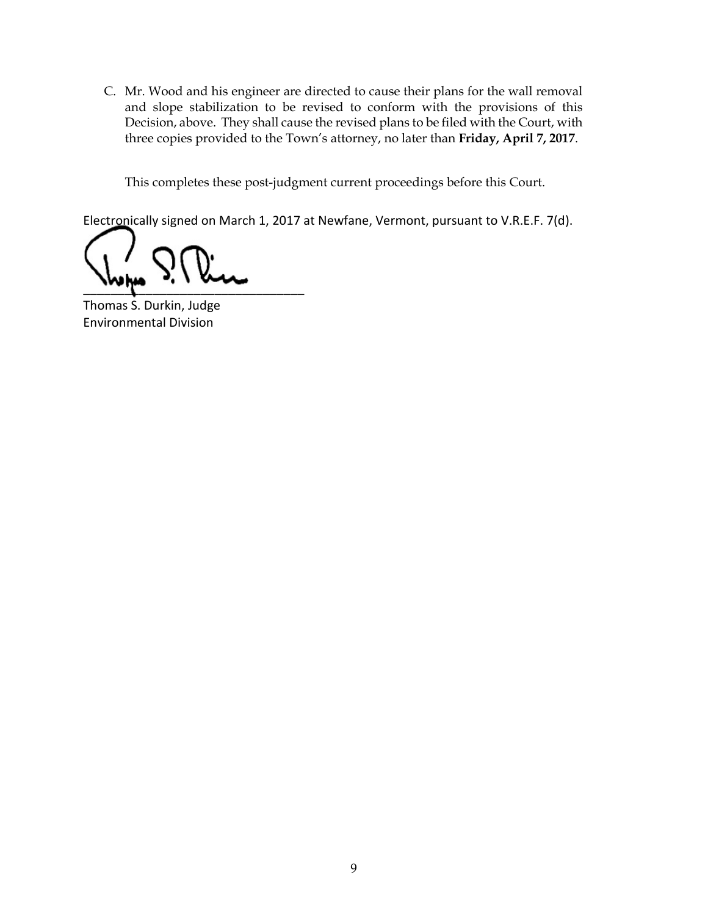C. Mr. Wood and his engineer are directed to cause their plans for the wall removal and slope stabilization to be revised to conform with the provisions of this Decision, above. They shall cause the revised plans to be filed with the Court, with three copies provided to the Town's attorney, no later than **Friday, April 7, 2017**.

This completes these post-judgment current proceedings before this Court.

Electronically signed on March 1, 2017 at Newfane, Vermont, pursuant to V.R.E.F. 7(d).

_________________________________

Thomas S. Durkin, Judge
Environmental Division